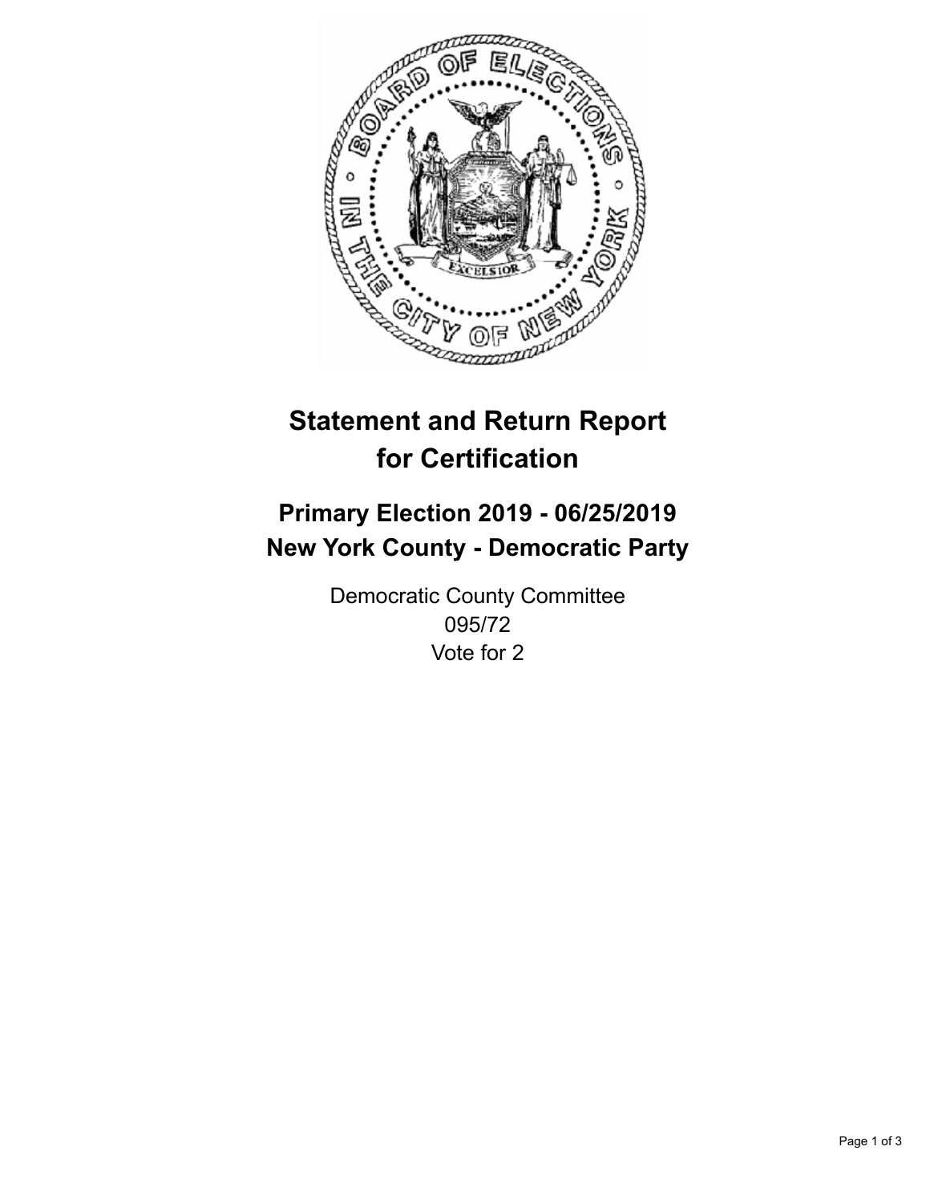# Statement and Return Report for Certification

## Primary Election 2019 - 06/25/2019
## New York County - Democratic Party

Democratic County Committee
095/72
Vote for 2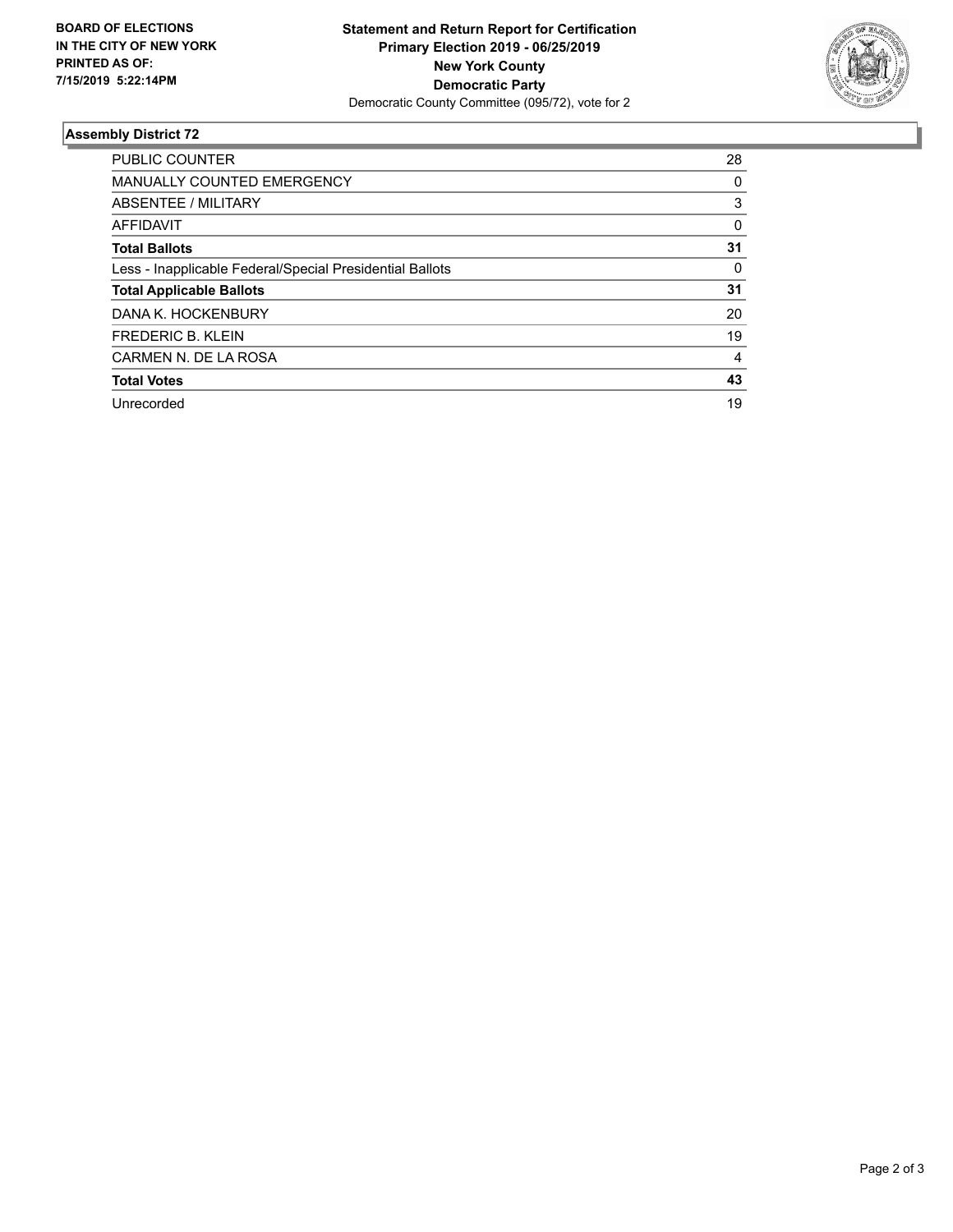**BOARD OF ELECTIONS IN THE CITY OF NEW YORK PRINTED AS OF: 7/15/2019 5:22:14PM**

**Statement and Return Report for Certification**
**Primary Election 2019 - 06/25/2019**
**New York County**
**Democratic Party**
Democratic County Committee (095/72), vote for 2

## Assembly District 72

| | |
|---|---|
| PUBLIC COUNTER | 28 |
| MANUALLY COUNTED EMERGENCY | 0 |
| ABSENTEE / MILITARY | 3 |
| AFFIDAVIT | 0 |
| **Total Ballots** | **31** |
| Less - Inapplicable Federal/Special Presidential Ballots | 0 |
| **Total Applicable Ballots** | **31** |
| DANA K. HOCKENBURY | 20 |
| FREDERIC B. KLEIN | 19 |
| CARMEN N. DE LA ROSA | 4 |
| **Total Votes** | **43** |
| Unrecorded | 19 |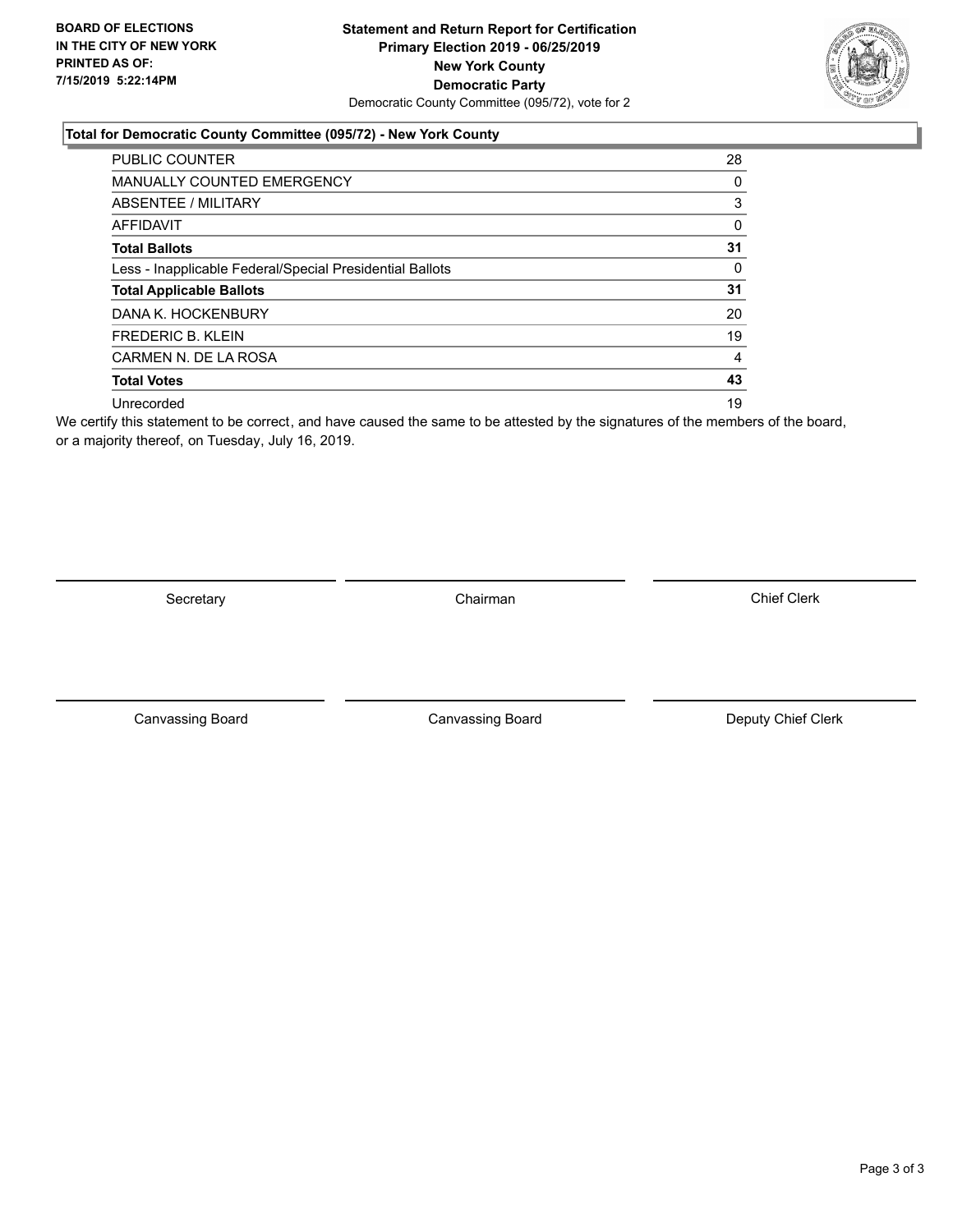**BOARD OF ELECTIONS IN THE CITY OF NEW YORK PRINTED AS OF: 7/15/2019 5:22:14PM**

**Statement and Return Report for Certification**
**Primary Election 2019 - 06/25/2019**
**New York County**
**Democratic Party**
Democratic County Committee (095/72), vote for 2

### Total for Democratic County Committee (095/72) - New York County

| | |
|---|---|
| PUBLIC COUNTER | 28 |
| MANUALLY COUNTED EMERGENCY | 0 |
| ABSENTEE / MILITARY | 3 |
| AFFIDAVIT | 0 |
| **Total Ballots** | **31** |
| Less - Inapplicable Federal/Special Presidential Ballots | 0 |
| **Total Applicable Ballots** | **31** |
| DANA K. HOCKENBURY | 20 |
| FREDERIC B. KLEIN | 19 |
| CARMEN N. DE LA ROSA | 4 |
| **Total Votes** | **43** |
| Unrecorded | 19 |

We certify this statement to be correct, and have caused the same to be attested by the signatures of the members of the board, or a majority thereof, on Tuesday, July 16, 2019.

Secretary

Chairman

Chief Clerk

Canvassing Board

Canvassing Board

Deputy Chief Clerk